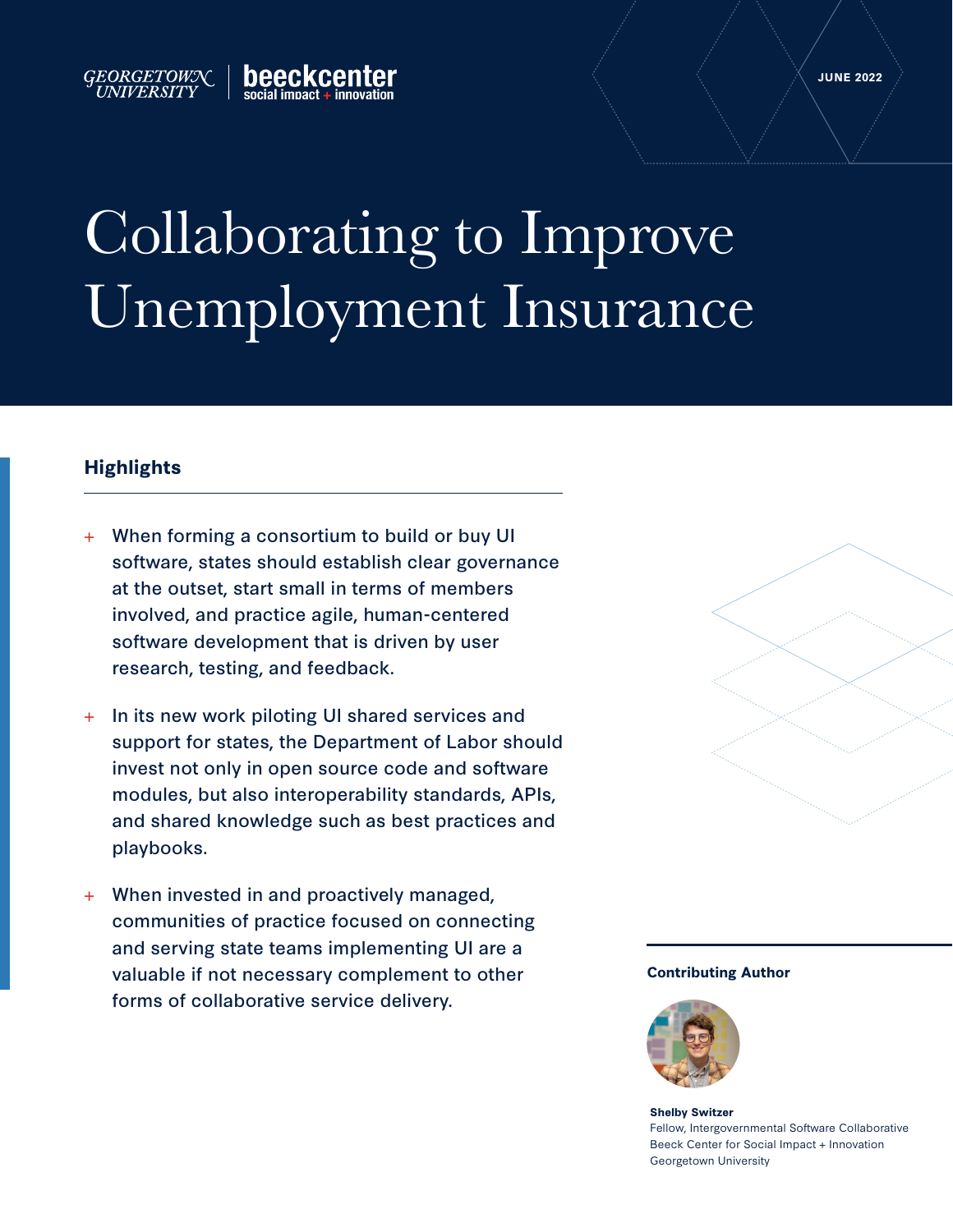GEORGETOWN UNIVERSITY | beeckcenter social impact + innovation

JUNE 2022

# Collaborating to Improve Unemployment Insurance

## Highlights

- When forming a consortium to build or buy UI software, states should establish clear governance at the outset, start small in terms of members involved, and practice agile, human-centered software development that is driven by user research, testing, and feedback.
- In its new work piloting UI shared services and support for states, the Department of Labor should invest not only in open source code and software modules, but also interoperability standards, APIs, and shared knowledge such as best practices and playbooks.
- When invested in and proactively managed, communities of practice focused on connecting and serving state teams implementing UI are a valuable if not necessary complement to other forms of collaborative service delivery.

**Contributing Author**

**Shelby Switzer**
Fellow, Intergovernmental Software Collaborative
Beeck Center for Social Impact + Innovation
Georgetown University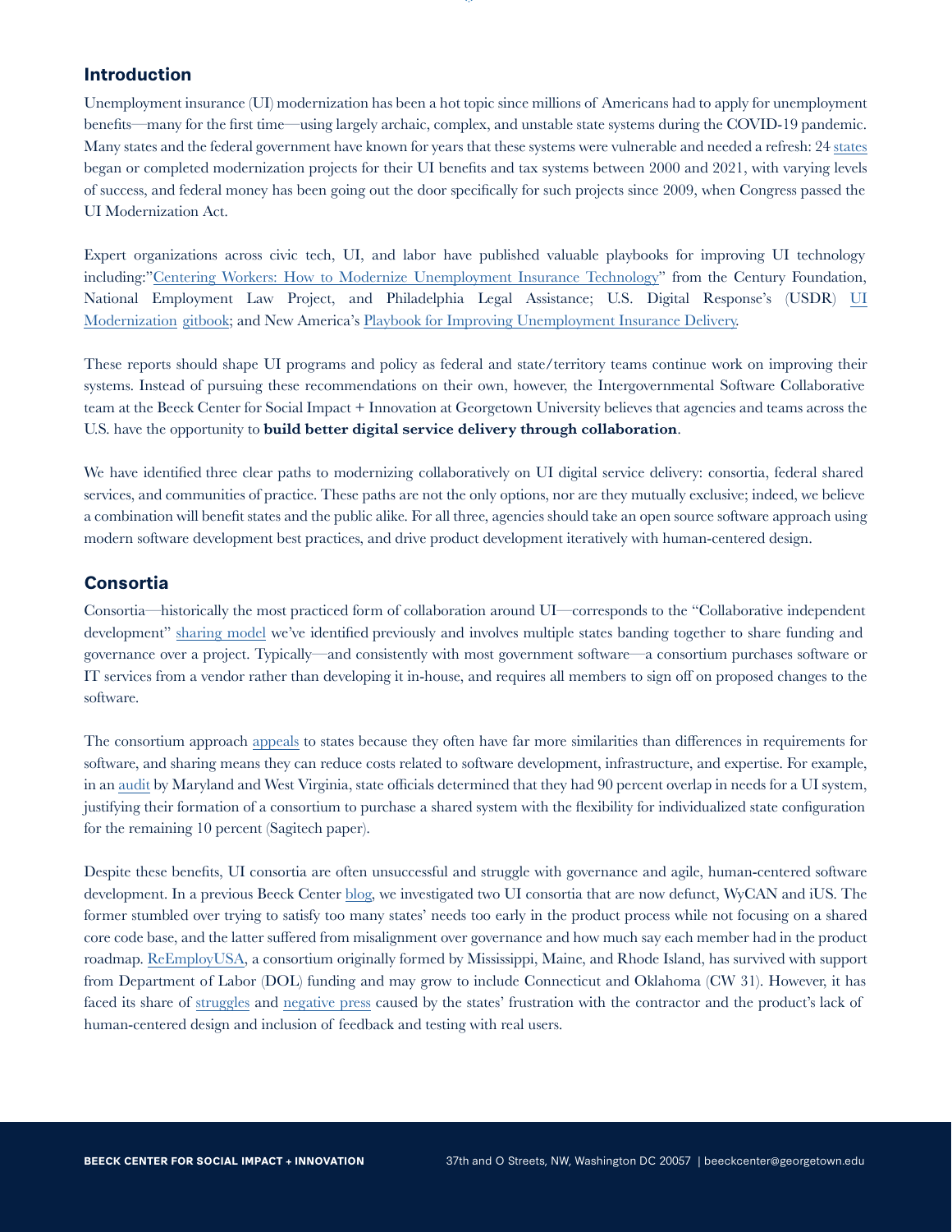## Introduction

Unemployment insurance (UI) modernization has been a hot topic since millions of Americans had to apply for unemployment benefits—many for the first time—using largely archaic, complex, and unstable state systems during the COVID-19 pandemic. Many states and the federal government have known for years that these systems were vulnerable and needed a refresh: 24 states began or completed modernization projects for their UI benefits and tax systems between 2000 and 2021, with varying levels of success, and federal money has been going out the door specifically for such projects since 2009, when Congress passed the UI Modernization Act.

Expert organizations across civic tech, UI, and labor have published valuable playbooks for improving UI technology including:"Centering Workers: How to Modernize Unemployment Insurance Technology" from the Century Foundation, National Employment Law Project, and Philadelphia Legal Assistance; U.S. Digital Response's (USDR) UI Modernization gitbook; and New America's Playbook for Improving Unemployment Insurance Delivery.

These reports should shape UI programs and policy as federal and state/territory teams continue work on improving their systems. Instead of pursuing these recommendations on their own, however, the Intergovernmental Software Collaborative team at the Beeck Center for Social Impact + Innovation at Georgetown University believes that agencies and teams across the U.S. have the opportunity to **build better digital service delivery through collaboration**.

We have identified three clear paths to modernizing collaboratively on UI digital service delivery: consortia, federal shared services, and communities of practice. These paths are not the only options, nor are they mutually exclusive; indeed, we believe a combination will benefit states and the public alike. For all three, agencies should take an open source software approach using modern software development best practices, and drive product development iteratively with human-centered design.

## Consortia

Consortia—historically the most practiced form of collaboration around UI—corresponds to the "Collaborative independent development" sharing model we've identified previously and involves multiple states banding together to share funding and governance over a project. Typically—and consistently with most government software—a consortium purchases software or IT services from a vendor rather than developing it in-house, and requires all members to sign off on proposed changes to the software.

The consortium approach appeals to states because they often have far more similarities than differences in requirements for software, and sharing means they can reduce costs related to software development, infrastructure, and expertise. For example, in an audit by Maryland and West Virginia, state officials determined that they had 90 percent overlap in needs for a UI system, justifying their formation of a consortium to purchase a shared system with the flexibility for individualized state configuration for the remaining 10 percent (Sagitech paper).

Despite these benefits, UI consortia are often unsuccessful and struggle with governance and agile, human-centered software development. In a previous Beeck Center blog, we investigated two UI consortia that are now defunct, WyCAN and iUS. The former stumbled over trying to satisfy too many states' needs too early in the product process while not focusing on a shared core code base, and the latter suffered from misalignment over governance and how much say each member had in the product roadmap. ReEmployUSA, a consortium originally formed by Mississippi, Maine, and Rhode Island, has survived with support from Department of Labor (DOL) funding and may grow to include Connecticut and Oklahoma (CW 31). However, it has faced its share of struggles and negative press caused by the states' frustration with the contractor and the product's lack of human-centered design and inclusion of feedback and testing with real users.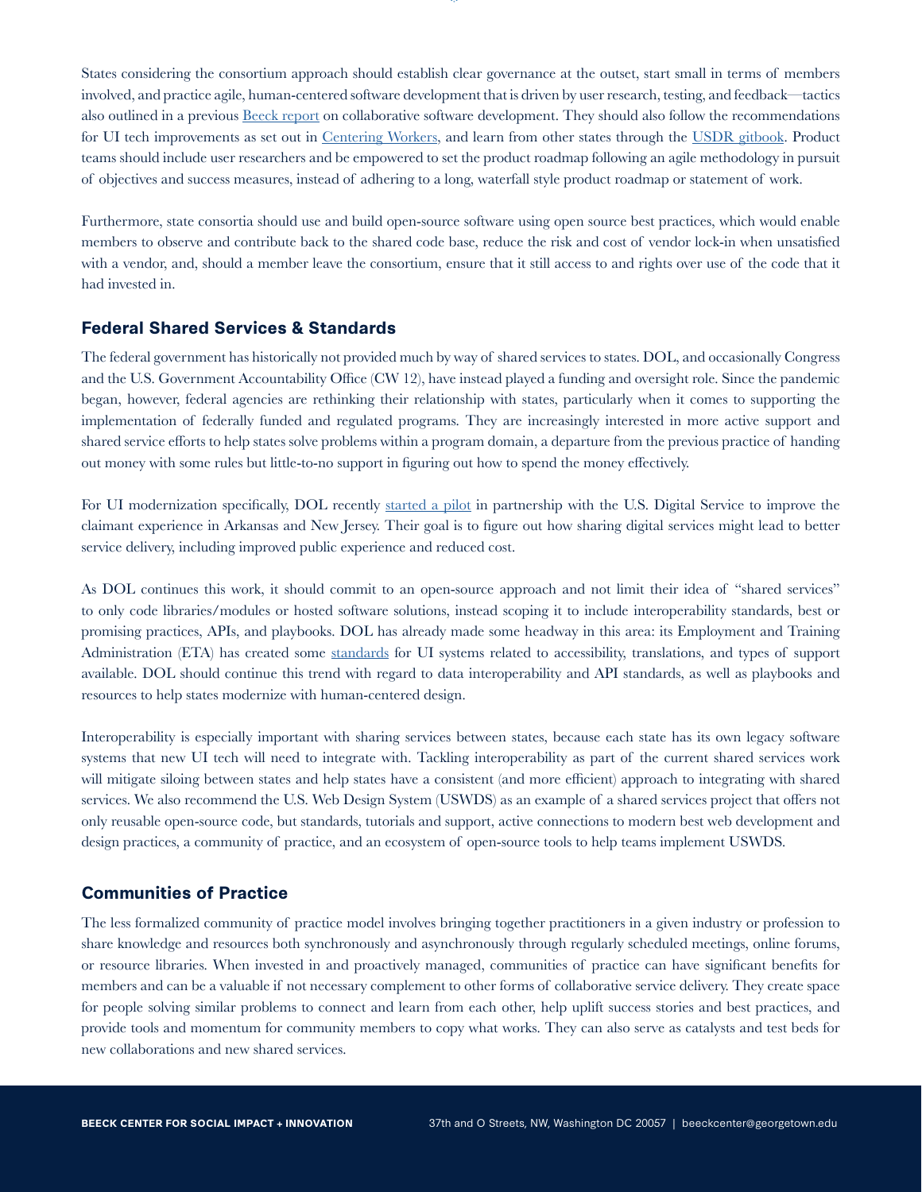States considering the consortium approach should establish clear governance at the outset, start small in terms of members involved, and practice agile, human-centered software development that is driven by user research, testing, and feedback—tactics also outlined in a previous Beeck report on collaborative software development. They should also follow the recommendations for UI tech improvements as set out in Centering Workers, and learn from other states through the USDR gitbook. Product teams should include user researchers and be empowered to set the product roadmap following an agile methodology in pursuit of objectives and success measures, instead of adhering to a long, waterfall style product roadmap or statement of work.

Furthermore, state consortia should use and build open-source software using open source best practices, which would enable members to observe and contribute back to the shared code base, reduce the risk and cost of vendor lock-in when unsatisfied with a vendor, and, should a member leave the consortium, ensure that it still access to and rights over use of the code that it had invested in.

## Federal Shared Services & Standards

The federal government has historically not provided much by way of shared services to states. DOL, and occasionally Congress and the U.S. Government Accountability Office (CW 12), have instead played a funding and oversight role. Since the pandemic began, however, federal agencies are rethinking their relationship with states, particularly when it comes to supporting the implementation of federally funded and regulated programs. They are increasingly interested in more active support and shared service efforts to help states solve problems within a program domain, a departure from the previous practice of handing out money with some rules but little-to-no support in figuring out how to spend the money effectively.

For UI modernization specifically, DOL recently started a pilot in partnership with the U.S. Digital Service to improve the claimant experience in Arkansas and New Jersey. Their goal is to figure out how sharing digital services might lead to better service delivery, including improved public experience and reduced cost.

As DOL continues this work, it should commit to an open-source approach and not limit their idea of "shared services" to only code libraries/modules or hosted software solutions, instead scoping it to include interoperability standards, best or promising practices, APIs, and playbooks. DOL has already made some headway in this area: its Employment and Training Administration (ETA) has created some standards for UI systems related to accessibility, translations, and types of support available. DOL should continue this trend with regard to data interoperability and API standards, as well as playbooks and resources to help states modernize with human-centered design.

Interoperability is especially important with sharing services between states, because each state has its own legacy software systems that new UI tech will need to integrate with. Tackling interoperability as part of the current shared services work will mitigate siloing between states and help states have a consistent (and more efficient) approach to integrating with shared services. We also recommend the U.S. Web Design System (USWDS) as an example of a shared services project that offers not only reusable open-source code, but standards, tutorials and support, active connections to modern best web development and design practices, a community of practice, and an ecosystem of open-source tools to help teams implement USWDS.

## Communities of Practice

The less formalized community of practice model involves bringing together practitioners in a given industry or profession to share knowledge and resources both synchronously and asynchronously through regularly scheduled meetings, online forums, or resource libraries. When invested in and proactively managed, communities of practice can have significant benefits for members and can be a valuable if not necessary complement to other forms of collaborative service delivery. They create space for people solving similar problems to connect and learn from each other, help uplift success stories and best practices, and provide tools and momentum for community members to copy what works. They can also serve as catalysts and test beds for new collaborations and new shared services.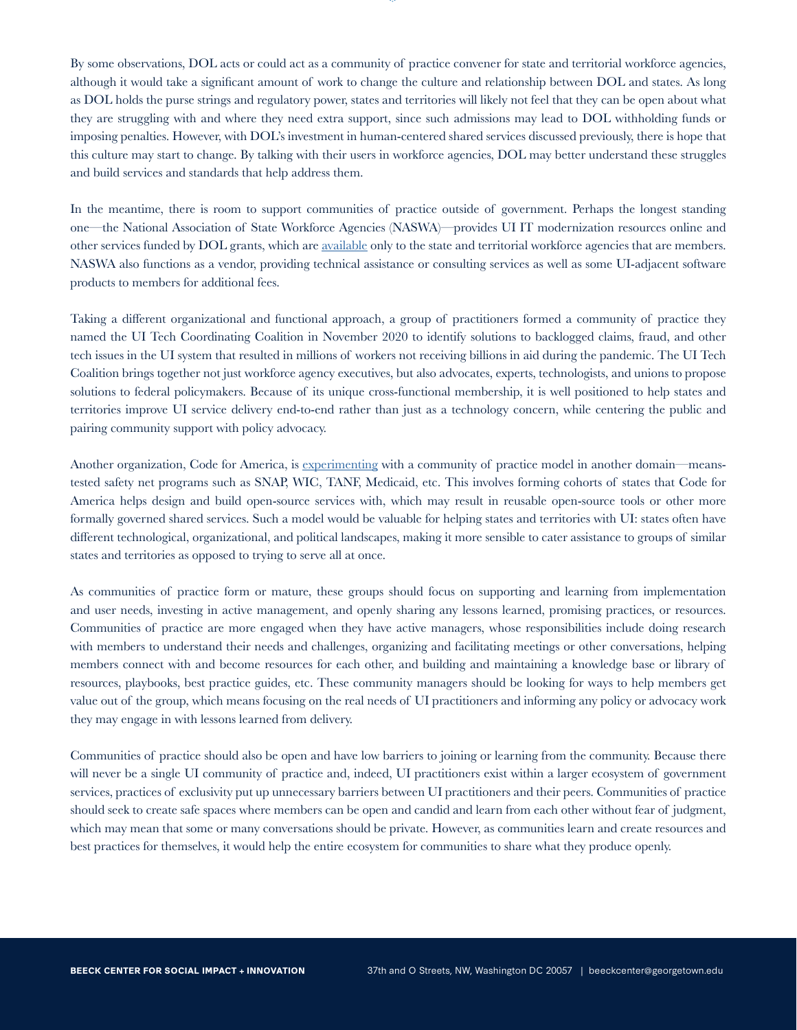By some observations, DOL acts or could act as a community of practice convener for state and territorial workforce agencies, although it would take a significant amount of work to change the culture and relationship between DOL and states. As long as DOL holds the purse strings and regulatory power, states and territories will likely not feel that they can be open about what they are struggling with and where they need extra support, since such admissions may lead to DOL withholding funds or imposing penalties. However, with DOL's investment in human-centered shared services discussed previously, there is hope that this culture may start to change. By talking with their users in workforce agencies, DOL may better understand these struggles and build services and standards that help address them.

In the meantime, there is room to support communities of practice outside of government. Perhaps the longest standing one—the National Association of State Workforce Agencies (NASWA)—provides UI IT modernization resources online and other services funded by DOL grants, which are available only to the state and territorial workforce agencies that are members. NASWA also functions as a vendor, providing technical assistance or consulting services as well as some UI-adjacent software products to members for additional fees.

Taking a different organizational and functional approach, a group of practitioners formed a community of practice they named the UI Tech Coordinating Coalition in November 2020 to identify solutions to backlogged claims, fraud, and other tech issues in the UI system that resulted in millions of workers not receiving billions in aid during the pandemic. The UI Tech Coalition brings together not just workforce agency executives, but also advocates, experts, technologists, and unions to propose solutions to federal policymakers. Because of its unique cross-functional membership, it is well positioned to help states and territories improve UI service delivery end-to-end rather than just as a technology concern, while centering the public and pairing community support with policy advocacy.

Another organization, Code for America, is experimenting with a community of practice model in another domain—means-tested safety net programs such as SNAP, WIC, TANF, Medicaid, etc. This involves forming cohorts of states that Code for America helps design and build open-source services with, which may result in reusable open-source tools or other more formally governed shared services. Such a model would be valuable for helping states and territories with UI: states often have different technological, organizational, and political landscapes, making it more sensible to cater assistance to groups of similar states and territories as opposed to trying to serve all at once.

As communities of practice form or mature, these groups should focus on supporting and learning from implementation and user needs, investing in active management, and openly sharing any lessons learned, promising practices, or resources. Communities of practice are more engaged when they have active managers, whose responsibilities include doing research with members to understand their needs and challenges, organizing and facilitating meetings or other conversations, helping members connect with and become resources for each other, and building and maintaining a knowledge base or library of resources, playbooks, best practice guides, etc. These community managers should be looking for ways to help members get value out of the group, which means focusing on the real needs of UI practitioners and informing any policy or advocacy work they may engage in with lessons learned from delivery.

Communities of practice should also be open and have low barriers to joining or learning from the community. Because there will never be a single UI community of practice and, indeed, UI practitioners exist within a larger ecosystem of government services, practices of exclusivity put up unnecessary barriers between UI practitioners and their peers. Communities of practice should seek to create safe spaces where members can be open and candid and learn from each other without fear of judgment, which may mean that some or many conversations should be private. However, as communities learn and create resources and best practices for themselves, it would help the entire ecosystem for communities to share what they produce openly.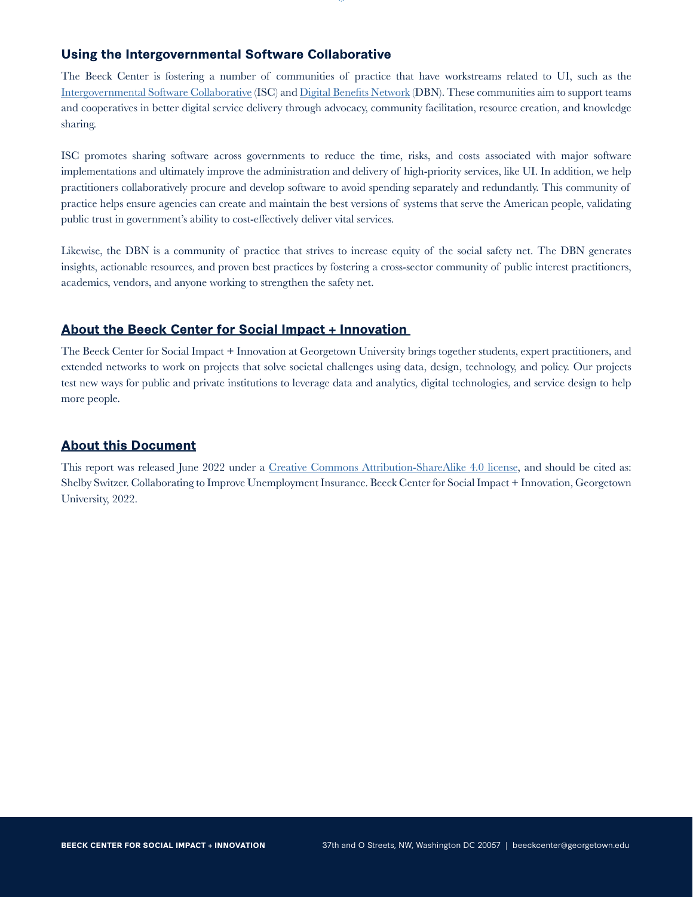### Using the Intergovernmental Software Collaborative

The Beeck Center is fostering a number of communities of practice that have workstreams related to UI, such as the Intergovernmental Software Collaborative (ISC) and Digital Benefits Network (DBN). These communities aim to support teams and cooperatives in better digital service delivery through advocacy, community facilitation, resource creation, and knowledge sharing.

ISC promotes sharing software across governments to reduce the time, risks, and costs associated with major software implementations and ultimately improve the administration and delivery of high-priority services, like UI. In addition, we help practitioners collaboratively procure and develop software to avoid spending separately and redundantly. This community of practice helps ensure agencies can create and maintain the best versions of systems that serve the American people, validating public trust in government's ability to cost-effectively deliver vital services.

Likewise, the DBN is a community of practice that strives to increase equity of the social safety net. The DBN generates insights, actionable resources, and proven best practices by fostering a cross-sector community of public interest practitioners, academics, vendors, and anyone working to strengthen the safety net.

### About the Beeck Center for Social Impact + Innovation

The Beeck Center for Social Impact + Innovation at Georgetown University brings together students, expert practitioners, and extended networks to work on projects that solve societal challenges using data, design, technology, and policy. Our projects test new ways for public and private institutions to leverage data and analytics, digital technologies, and service design to help more people.

### About this Document

This report was released June 2022 under a Creative Commons Attribution-ShareAlike 4.0 license, and should be cited as: Shelby Switzer. Collaborating to Improve Unemployment Insurance. Beeck Center for Social Impact + Innovation, Georgetown University, 2022.

**BEECK CENTER FOR SOCIAL IMPACT + INNOVATION** 37th and O Streets, NW, Washington DC 20057 | beeckcenter@georgetown.edu